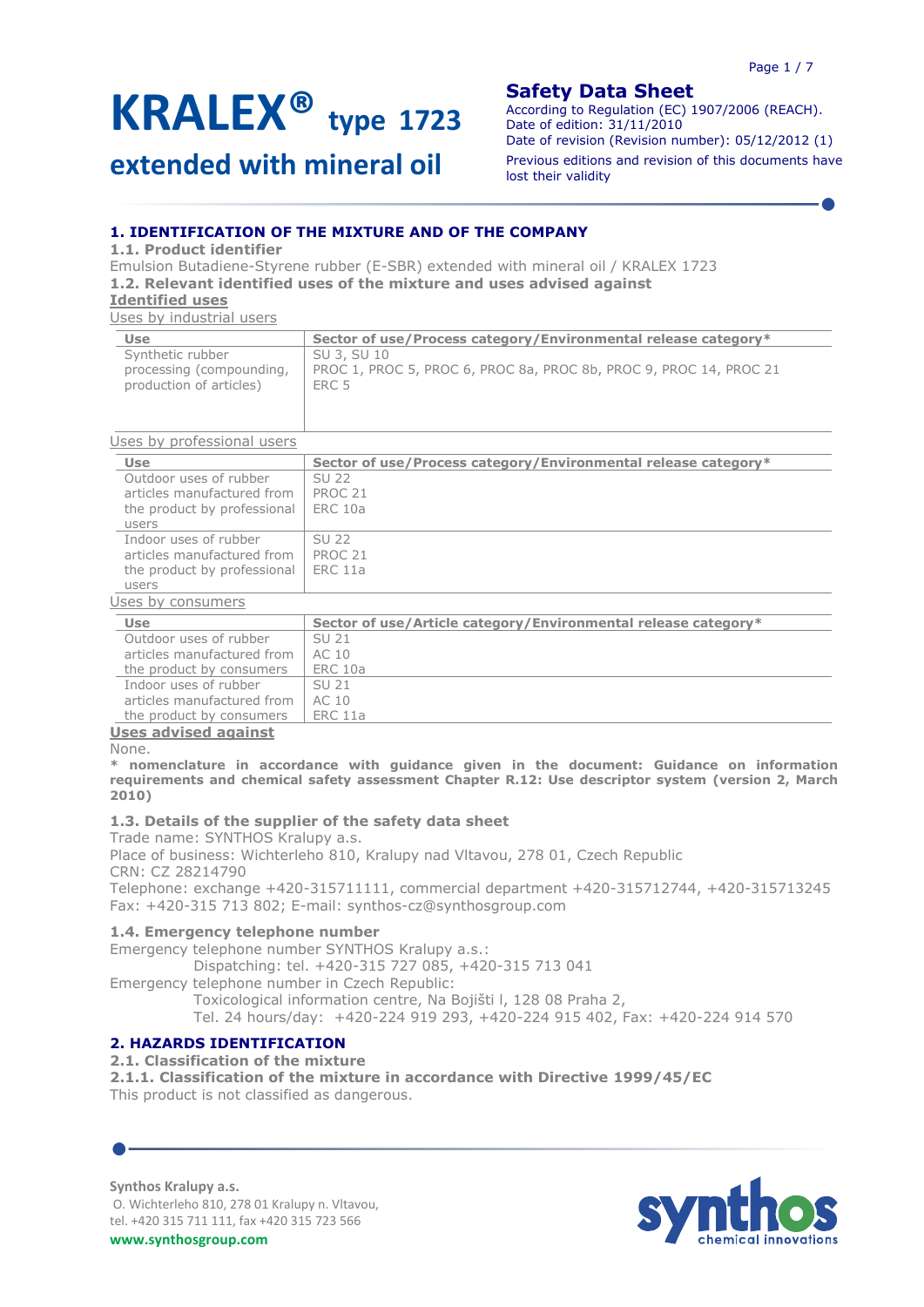# KRALEX® type 1723

## extended with mineral oil

**Safety Data Sheet**

According to Regulation (EC) 1907/2006 (REACH).
Date of edition: 31/11/2010
Date of revision (Revision number): 05/12/2012 (1)
Previous editions and revision of this documents have lost their validity

## 1. IDENTIFICATION OF THE MIXTURE AND OF THE COMPANY

### 1.1. Product identifier

Emulsion Butadiene-Styrene rubber (E-SBR) extended with mineral oil / KRALEX 1723

### 1.2. Relevant identified uses of the mixture and uses advised against

**Identified uses**

Uses by industrial users

| Use | Sector of use/Process category/Environmental release category* |
|---|---|
| Synthetic rubber processing (compounding, production of articles) | SU 3, SU 10<br>PROC 1, PROC 5, PROC 6, PROC 8a, PROC 8b, PROC 9, PROC 14, PROC 21<br>ERC 5 |

Uses by professional users

| Use | Sector of use/Process category/Environmental release category* |
|---|---|
| Outdoor uses of rubber articles manufactured from the product by professional users | SU 22<br>PROC 21<br>ERC 10a |
| Indoor uses of rubber articles manufactured from the product by professional users | SU 22<br>PROC 21<br>ERC 11a |

Uses by consumers

| Use | Sector of use/Article category/Environmental release category* |
|---|---|
| Outdoor uses of rubber articles manufactured from the product by consumers | SU 21<br>AC 10<br>ERC 10a |
| Indoor uses of rubber articles manufactured from the product by consumers | SU 21<br>AC 10<br>ERC 11a |

**Uses advised against**

None.

**\* nomenclature in accordance with guidance given in the document: Guidance on information requirements and chemical safety assessment Chapter R.12: Use descriptor system (version 2, March 2010)**

### 1.3. Details of the supplier of the safety data sheet

Trade name: SYNTHOS Kralupy a.s.
Place of business: Wichterleho 810, Kralupy nad Vltavou, 278 01, Czech Republic
CRN: CZ 28214790
Telephone: exchange +420-315711111, commercial department +420-315712744, +420-315713245
Fax: +420-315 713 802; E-mail: synthos-cz@synthosgroup.com

### 1.4. Emergency telephone number

Emergency telephone number SYNTHOS Kralupy a.s.:
Dispatching: tel. +420-315 727 085, +420-315 713 041
Emergency telephone number in Czech Republic:
Toxicological information centre, Na Bojišti l, 128 08 Praha 2,
Tel. 24 hours/day: +420-224 919 293, +420-224 915 402, Fax: +420-224 914 570

## 2. HAZARDS IDENTIFICATION

### 2.1. Classification of the mixture

#### 2.1.1. Classification of the mixture in accordance with Directive 1999/45/EC

This product is not classified as dangerous.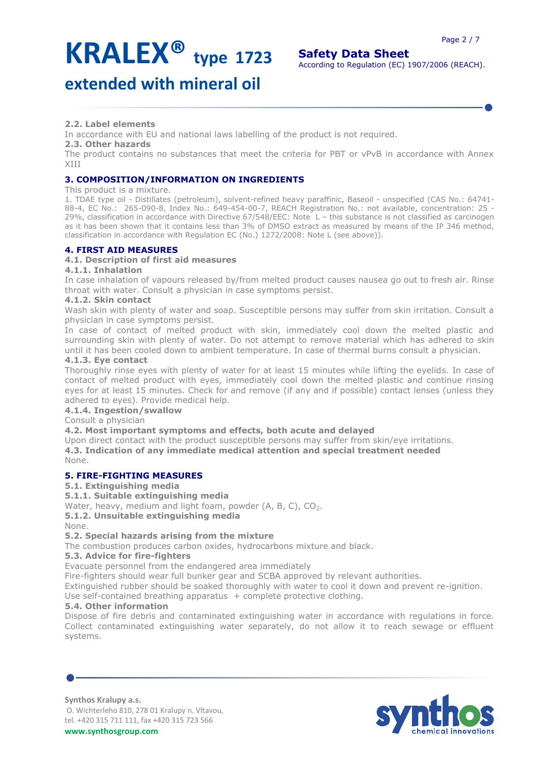#### 2.2. Label elements

In accordance with EU and national laws labelling of the product is not required.

#### 2.3. Other hazards

The product contains no substances that meet the criteria for PBT or vPvB in accordance with Annex XIII

## 3. COMPOSITION/INFORMATION ON INGREDIENTS

This product is a mixture.

1. TDAE type oil - Distillates (petroleum), solvent-refined heavy paraffinic, Baseoil - unspecified (CAS No.: 64741-88-4, EC No.: 265-090-8, Index No.: 649-454-00-7, REACH Registration No.: not available, concentration: 25 - 29%, classification in accordance with Directive 67/548/EEC: Note L – this substance is not classified as carcinogen as it has been shown that it contains less than 3% of DMSO extract as measured by means of the IP 346 method, classification in accordance with Regulation EC (No.) 1272/2008: Note L (see above)).

## 4. FIRST AID MEASURES

### 4.1. Description of first aid measures

#### 4.1.1. Inhalation

In case inhalation of vapours released by/from melted product causes nausea go out to fresh air. Rinse throat with water. Consult a physician in case symptoms persist.

#### 4.1.2. Skin contact

Wash skin with plenty of water and soap. Susceptible persons may suffer from skin irritation. Consult a physician in case symptoms persist.

In case of contact of melted product with skin, immediately cool down the melted plastic and surrounding skin with plenty of water. Do not attempt to remove material which has adhered to skin until it has been cooled down to ambient temperature. In case of thermal burns consult a physician.

#### 4.1.3. Eye contact

Thoroughly rinse eyes with plenty of water for at least 15 minutes while lifting the eyelids. In case of contact of melted product with eyes, immediately cool down the melted plastic and continue rinsing eyes for at least 15 minutes. Check for and remove (if any and if possible) contact lenses (unless they adhered to eyes). Provide medical help.

#### 4.1.4. Ingestion/swallow

Consult a physician

### 4.2. Most important symptoms and effects, both acute and delayed

Upon direct contact with the product susceptible persons may suffer from skin/eye irritations.

### 4.3. Indication of any immediate medical attention and special treatment needed

None.

## 5. FIRE-FIGHTING MEASURES

### 5.1. Extinguishing media

#### 5.1.1. Suitable extinguishing media

Water, heavy, medium and light foam, powder (A, B, C), $CO_2$.

#### 5.1.2. Unsuitable extinguishing media

None.

### 5.2. Special hazards arising from the mixture

The combustion produces carbon oxides, hydrocarbons mixture and black.

### 5.3. Advice for fire-fighters

Evacuate personnel from the endangered area immediately

Fire-fighters should wear full bunker gear and SCBA approved by relevant authorities.

Extinguished rubber should be soaked thoroughly with water to cool it down and prevent re-ignition.

Use self-contained breathing apparatus + complete protective clothing.

### 5.4. Other information

Dispose of fire debris and contaminated extinguishing water in accordance with regulations in force. Collect contaminated extinguishing water separately, do not allow it to reach sewage or effluent systems.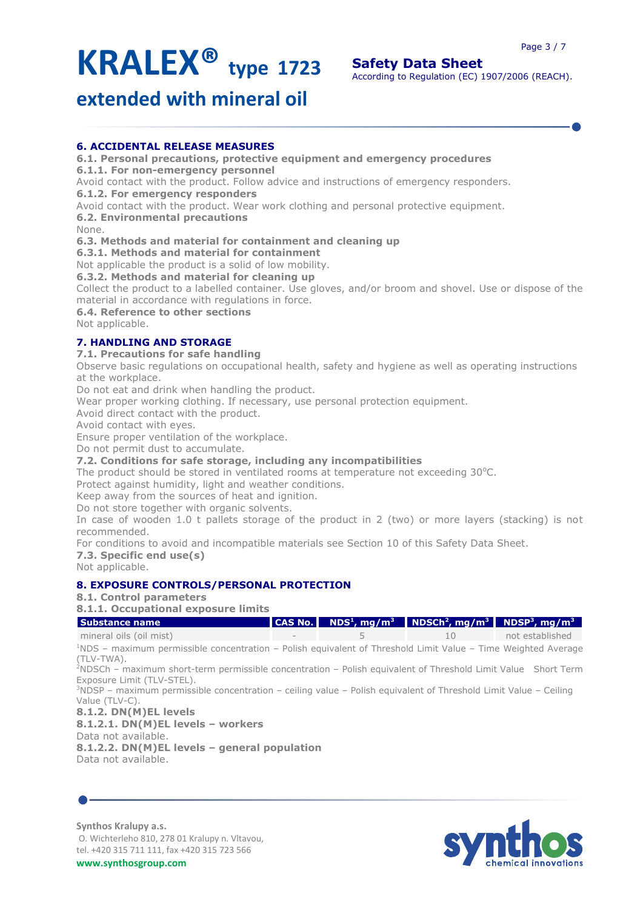## 6. ACCIDENTAL RELEASE MEASURES

**6.1. Personal precautions, protective equipment and emergency procedures**

**6.1.1. For non-emergency personnel**

Avoid contact with the product. Follow advice and instructions of emergency responders.

**6.1.2. For emergency responders**

Avoid contact with the product. Wear work clothing and personal protective equipment.

**6.2. Environmental precautions**

None.

**6.3. Methods and material for containment and cleaning up**

**6.3.1. Methods and material for containment**

Not applicable the product is a solid of low mobility.

**6.3.2. Methods and material for cleaning up**

Collect the product to a labelled container. Use gloves, and/or broom and shovel. Use or dispose of the material in accordance with regulations in force.

**6.4. Reference to other sections**

Not applicable.

## 7. HANDLING AND STORAGE

**7.1. Precautions for safe handling**

Observe basic regulations on occupational health, safety and hygiene as well as operating instructions at the workplace.

Do not eat and drink when handling the product.

Wear proper working clothing. If necessary, use personal protection equipment.

Avoid direct contact with the product.

Avoid contact with eyes.

Ensure proper ventilation of the workplace.

Do not permit dust to accumulate.

**7.2. Conditions for safe storage, including any incompatibilities**

The product should be stored in ventilated rooms at temperature not exceeding 30°C.

Protect against humidity, light and weather conditions.

Keep away from the sources of heat and ignition.

Do not store together with organic solvents.

In case of wooden 1.0 t pallets storage of the product in 2 (two) or more layers (stacking) is not recommended.

For conditions to avoid and incompatible materials see Section 10 of this Safety Data Sheet.

**7.3. Specific end use(s)**

Not applicable.

## 8. EXPOSURE CONTROLS/PERSONAL PROTECTION

**8.1. Control parameters**

**8.1.1. Occupational exposure limits**

| Substance name | CAS No. | NDS[1], mg/m$^3$ | NDSCh[2], mg/m$^3$ | NDSP[3], mg/m$^3$ |
|---|---|---|---|---|
| mineral oils (oil mist) | - | 5 | 10 | not established |

[1]NDS – maximum permissible concentration – Polish equivalent of Threshold Limit Value – Time Weighted Average (TLV-TWA).

[2]NDSCh – maximum short-term permissible concentration – Polish equivalent of Threshold Limit Value Short Term Exposure Limit (TLV-STEL).

[3]NDSP – maximum permissible concentration – ceiling value – Polish equivalent of Threshold Limit Value – Ceiling Value (TLV-C).

**8.1.2. DN(M)EL levels**

**8.1.2.1. DN(M)EL levels – workers**

Data not available.

**8.1.2.2. DN(M)EL levels – general population**

Data not available.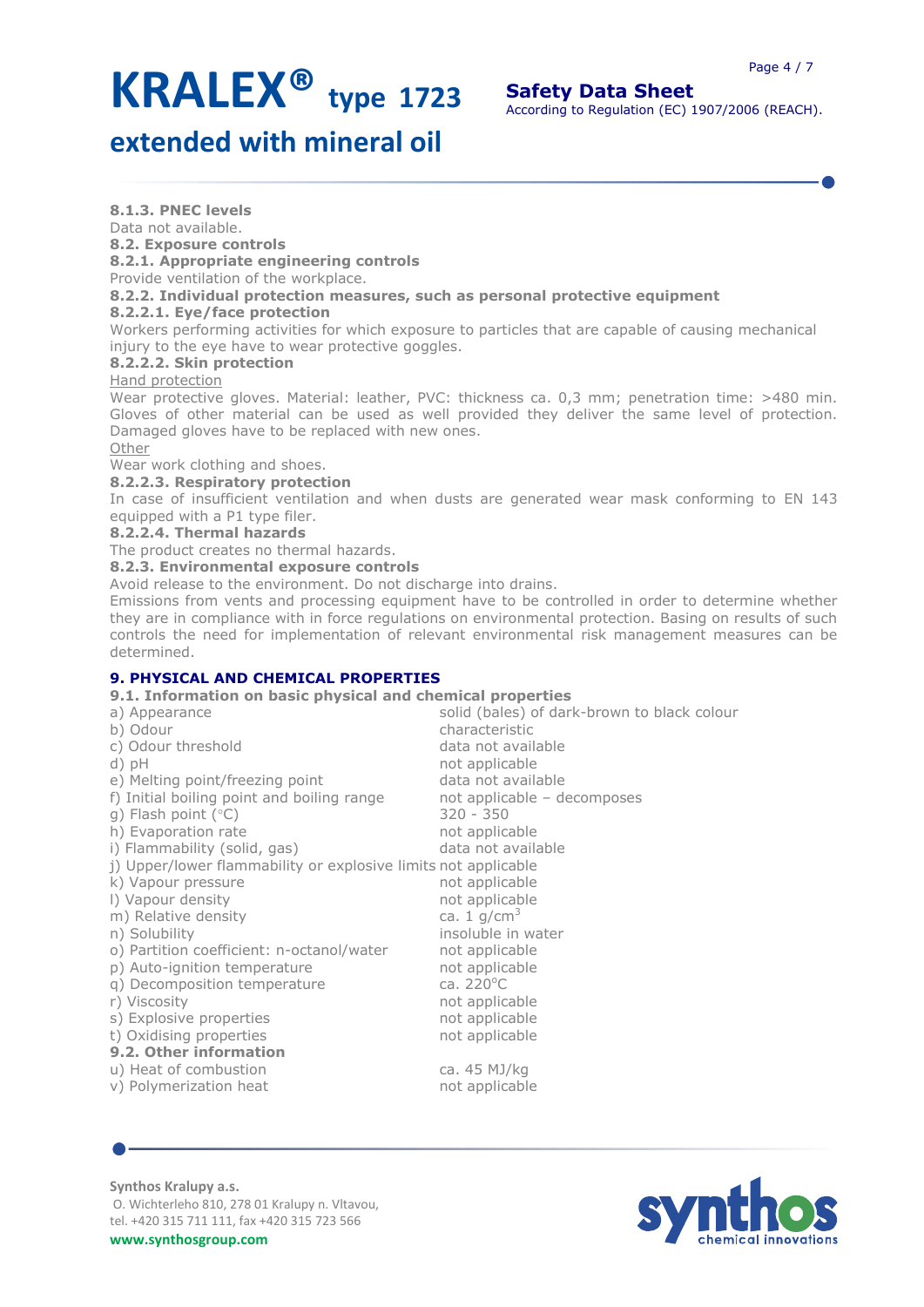**8.1.3. PNEC levels**

Data not available.

**8.2. Exposure controls**

**8.2.1. Appropriate engineering controls**

Provide ventilation of the workplace.

**8.2.2. Individual protection measures, such as personal protective equipment**

**8.2.2.1. Eye/face protection**

Workers performing activities for which exposure to particles that are capable of causing mechanical injury to the eye have to wear protective goggles.

**8.2.2.2. Skin protection**

Hand protection

Wear protective gloves. Material: leather, PVC: thickness ca. 0,3 mm; penetration time: >480 min. Gloves of other material can be used as well provided they deliver the same level of protection. Damaged gloves have to be replaced with new ones.

Other

Wear work clothing and shoes.

**8.2.2.3. Respiratory protection**

In case of insufficient ventilation and when dusts are generated wear mask conforming to EN 143 equipped with a P1 type filer.

**8.2.2.4. Thermal hazards**

The product creates no thermal hazards.

**8.2.3. Environmental exposure controls**

Avoid release to the environment. Do not discharge into drains.

Emissions from vents and processing equipment have to be controlled in order to determine whether they are in compliance with in force regulations on environmental protection. Basing on results of such controls the need for implementation of relevant environmental risk management measures can be determined.

## 9. PHYSICAL AND CHEMICAL PROPERTIES

**9.1. Information on basic physical and chemical properties**

| | |
|---|---|
| a) Appearance | solid (bales) of dark-brown to black colour |
| b) Odour | characteristic |
| c) Odour threshold | data not available |
| d) pH | not applicable |
| e) Melting point/freezing point | data not available |
| f) Initial boiling point and boiling range | not applicable – decomposes |
| g) Flash point (°C) | 320 - 350 |
| h) Evaporation rate | not applicable |
| i) Flammability (solid, gas) | data not available |
| j) Upper/lower flammability or explosive limits | not applicable |
| k) Vapour pressure | not applicable |
| l) Vapour density | not applicable |
| m) Relative density | ca. 1 g/cm$^3$ |
| n) Solubility | insoluble in water |
| o) Partition coefficient: n-octanol/water | not applicable |
| p) Auto-ignition temperature | not applicable |
| q) Decomposition temperature | ca. 220°C |
| r) Viscosity | not applicable |
| s) Explosive properties | not applicable |
| t) Oxidising properties | not applicable |

**9.2. Other information**

| | |
|---|---|
| u) Heat of combustion | ca. 45 MJ/kg |
| v) Polymerization heat | not applicable |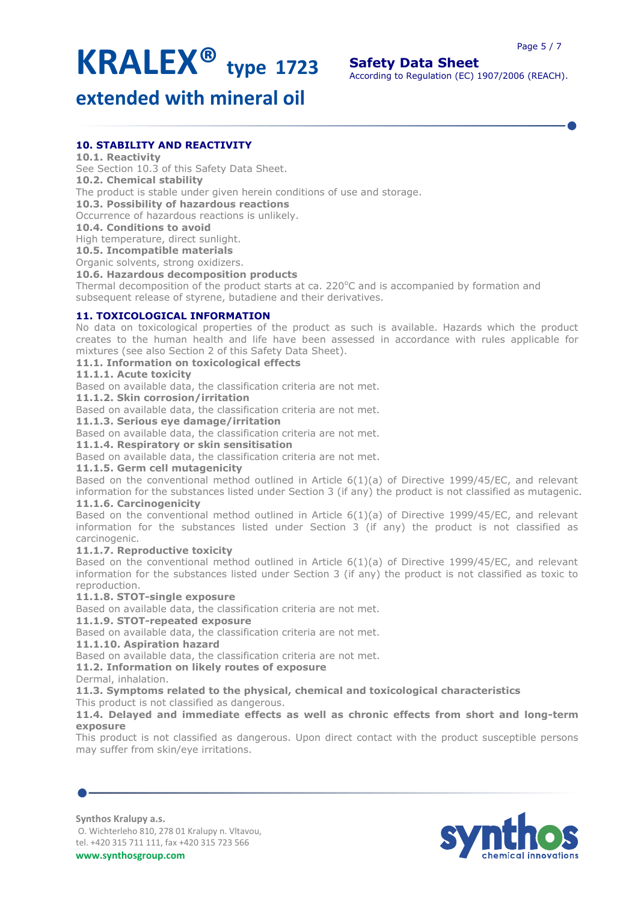## 10. STABILITY AND REACTIVITY

**10.1. Reactivity**

See Section 10.3 of this Safety Data Sheet.

**10.2. Chemical stability**

The product is stable under given herein conditions of use and storage.

**10.3. Possibility of hazardous reactions**

Occurrence of hazardous reactions is unlikely.

**10.4. Conditions to avoid**

High temperature, direct sunlight.

**10.5. Incompatible materials**

Organic solvents, strong oxidizers.

**10.6. Hazardous decomposition products**

Thermal decomposition of the product starts at ca. 220°C and is accompanied by formation and subsequent release of styrene, butadiene and their derivatives.

## 11. TOXICOLOGICAL INFORMATION

No data on toxicological properties of the product as such is available. Hazards which the product creates to the human health and life have been assessed in accordance with rules applicable for mixtures (see also Section 2 of this Safety Data Sheet).

**11.1. Information on toxicological effects**

**11.1.1. Acute toxicity**

Based on available data, the classification criteria are not met.

**11.1.2. Skin corrosion/irritation**

Based on available data, the classification criteria are not met.

**11.1.3. Serious eye damage/irritation**

Based on available data, the classification criteria are not met.

**11.1.4. Respiratory or skin sensitisation**

Based on available data, the classification criteria are not met.

**11.1.5. Germ cell mutagenicity**

Based on the conventional method outlined in Article 6(1)(a) of Directive 1999/45/EC, and relevant information for the substances listed under Section 3 (if any) the product is not classified as mutagenic.

**11.1.6. Carcinogenicity**

Based on the conventional method outlined in Article 6(1)(a) of Directive 1999/45/EC, and relevant information for the substances listed under Section 3 (if any) the product is not classified as carcinogenic.

**11.1.7. Reproductive toxicity**

Based on the conventional method outlined in Article 6(1)(a) of Directive 1999/45/EC, and relevant information for the substances listed under Section 3 (if any) the product is not classified as toxic to reproduction.

**11.1.8. STOT-single exposure**

Based on available data, the classification criteria are not met.

**11.1.9. STOT-repeated exposure**

Based on available data, the classification criteria are not met.

**11.1.10. Aspiration hazard**

Based on available data, the classification criteria are not met.

**11.2. Information on likely routes of exposure**

Dermal, inhalation.

**11.3. Symptoms related to the physical, chemical and toxicological characteristics**

This product is not classified as dangerous.

**11.4. Delayed and immediate effects as well as chronic effects from short and long-term exposure**

This product is not classified as dangerous. Upon direct contact with the product susceptible persons may suffer from skin/eye irritations.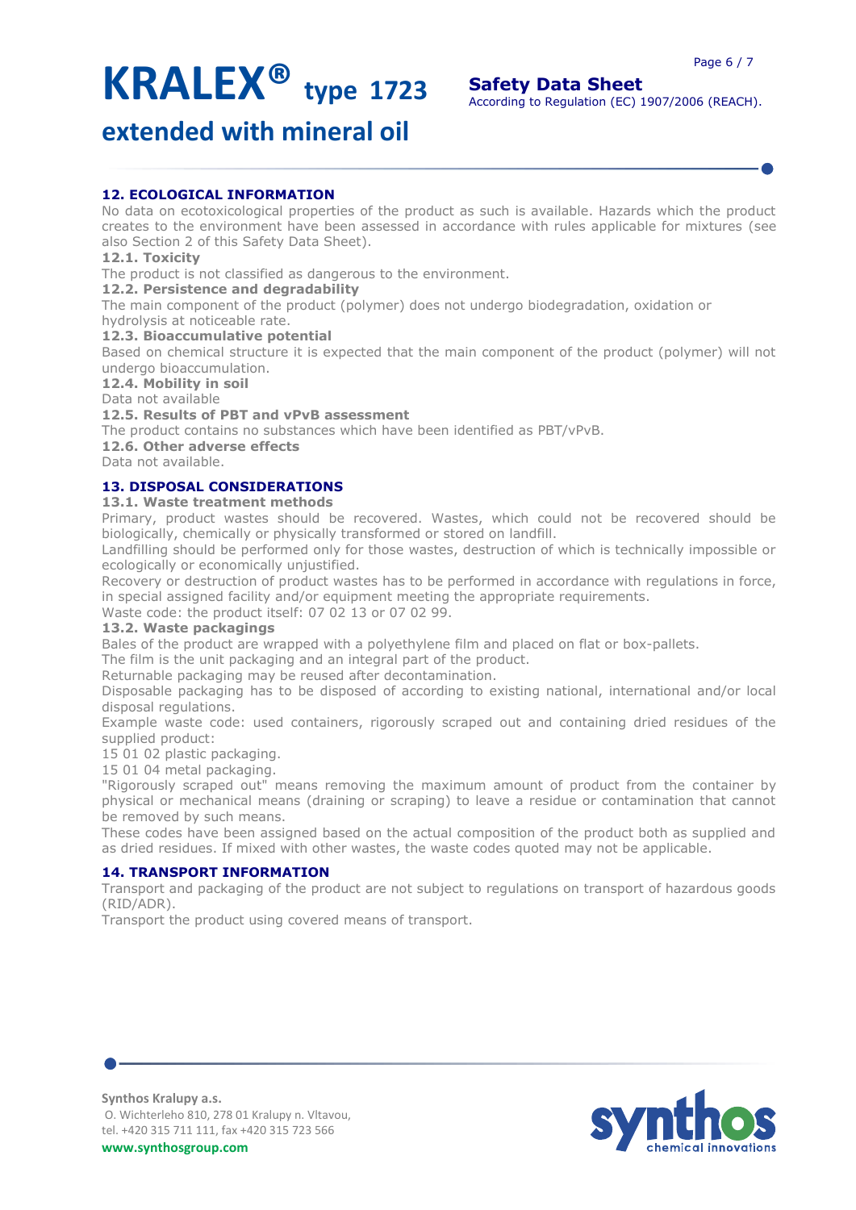## 12. ECOLOGICAL INFORMATION

No data on ecotoxicological properties of the product as such is available. Hazards which the product creates to the environment have been assessed in accordance with rules applicable for mixtures (see also Section 2 of this Safety Data Sheet).

### 12.1. Toxicity

The product is not classified as dangerous to the environment.

### 12.2. Persistence and degradability

The main component of the product (polymer) does not undergo biodegradation, oxidation or hydrolysis at noticeable rate.

### 12.3. Bioaccumulative potential

Based on chemical structure it is expected that the main component of the product (polymer) will not undergo bioaccumulation.

### 12.4. Mobility in soil

Data not available

### 12.5. Results of PBT and vPvB assessment

The product contains no substances which have been identified as PBT/vPvB.

### 12.6. Other adverse effects

Data not available.

## 13. DISPOSAL CONSIDERATIONS

### 13.1. Waste treatment methods

Primary, product wastes should be recovered. Wastes, which could not be recovered should be biologically, chemically or physically transformed or stored on landfill.

Landfilling should be performed only for those wastes, destruction of which is technically impossible or ecologically or economically unjustified.

Recovery or destruction of product wastes has to be performed in accordance with regulations in force, in special assigned facility and/or equipment meeting the appropriate requirements.

Waste code: the product itself: 07 02 13 or 07 02 99.

### 13.2. Waste packagings

Bales of the product are wrapped with a polyethylene film and placed on flat or box-pallets.

The film is the unit packaging and an integral part of the product.

Returnable packaging may be reused after decontamination.

Disposable packaging has to be disposed of according to existing national, international and/or local disposal regulations.

Example waste code: used containers, rigorously scraped out and containing dried residues of the supplied product:

15 01 02 plastic packaging.

15 01 04 metal packaging.

"Rigorously scraped out" means removing the maximum amount of product from the container by physical or mechanical means (draining or scraping) to leave a residue or contamination that cannot be removed by such means.

These codes have been assigned based on the actual composition of the product both as supplied and as dried residues. If mixed with other wastes, the waste codes quoted may not be applicable.

## 14. TRANSPORT INFORMATION

Transport and packaging of the product are not subject to regulations on transport of hazardous goods (RID/ADR).

Transport the product using covered means of transport.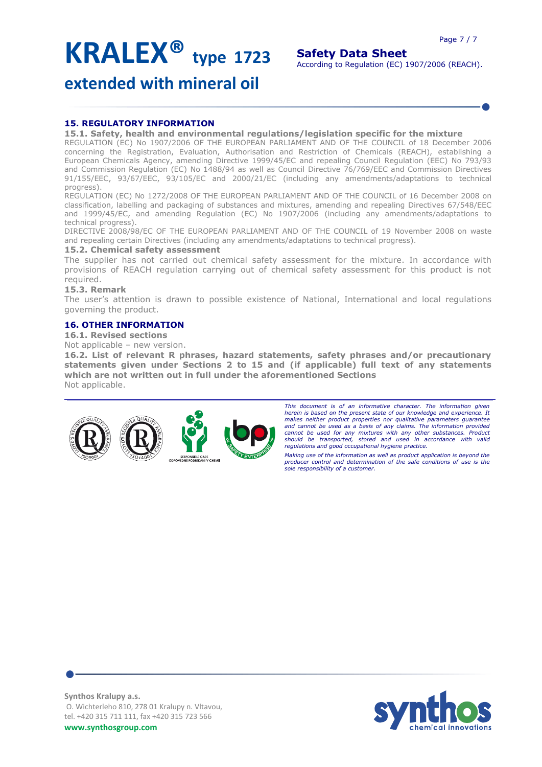## 15. REGULATORY INFORMATION

### 15.1. Safety, health and environmental regulations/legislation specific for the mixture

REGULATION (EC) No 1907/2006 OF THE EUROPEAN PARLIAMENT AND OF THE COUNCIL of 18 December 2006 concerning the Registration, Evaluation, Authorisation and Restriction of Chemicals (REACH), establishing a European Chemicals Agency, amending Directive 1999/45/EC and repealing Council Regulation (EEC) No 793/93 and Commission Regulation (EC) No 1488/94 as well as Council Directive 76/769/EEC and Commission Directives 91/155/EEC, 93/67/EEC, 93/105/EC and 2000/21/EC (including any amendments/adaptations to technical progress).

REGULATION (EC) No 1272/2008 OF THE EUROPEAN PARLIAMENT AND OF THE COUNCIL of 16 December 2008 on classification, labelling and packaging of substances and mixtures, amending and repealing Directives 67/548/EEC and 1999/45/EC, and amending Regulation (EC) No 1907/2006 (including any amendments/adaptations to technical progress).

DIRECTIVE 2008/98/EC OF THE EUROPEAN PARLIAMENT AND OF THE COUNCIL of 19 November 2008 on waste and repealing certain Directives (including any amendments/adaptations to technical progress).

### 15.2. Chemical safety assessment

The supplier has not carried out chemical safety assessment for the mixture. In accordance with provisions of REACH regulation carrying out of chemical safety assessment for this product is not required.

### 15.3. Remark

The user's attention is drawn to possible existence of National, International and local regulations governing the product.

## 16. OTHER INFORMATION

### 16.1. Revised sections

Not applicable – new version.

### 16.2. List of relevant R phrases, hazard statements, safety phrases and/or precautionary statements given under Sections 2 to 15 and (if applicable) full text of any statements which are not written out in full under the aforementioned Sections

Not applicable.

*This document is of an informative character. The information given herein is based on the present state of our knowledge and experience. It makes neither product properties nor qualitative parameters guarantee and cannot be used as a basis of any claims. The information provided cannot be used for any mixtures with any other substances. Product should be transported, stored and used in accordance with valid regulations and good occupational hygiene practice.*

*Making use of the information as well as product application is beyond the producer control and determination of the safe conditions of use is the sole responsibility of a customer.*